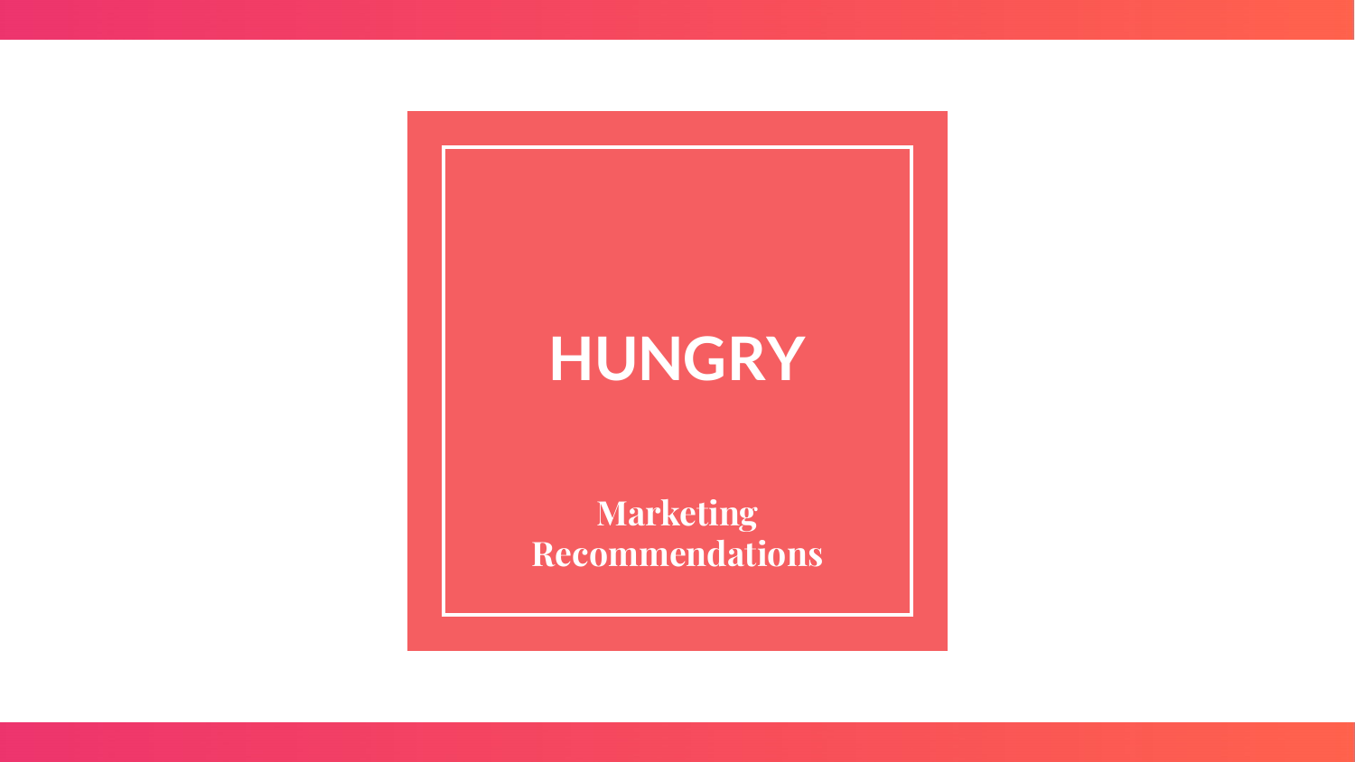# HUNGRY

## Marketing Recommendations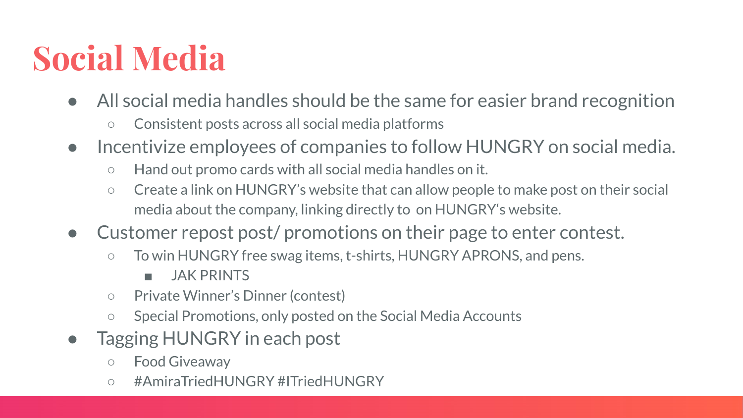# Social Media

- All social media handles should be the same for easier brand recognition
  - Consistent posts across all social media platforms
- Incentivize employees of companies to follow HUNGRY on social media.
  - Hand out promo cards with all social media handles on it.
  - Create a link on HUNGRY's website that can allow people to make post on their social media about the company, linking directly to  on HUNGRY's website.
- Customer repost post/ promotions on their page to enter contest.
  - To win HUNGRY free swag items, t-shirts, HUNGRY APRONS, and pens.
    - JAK PRINTS
  - Private Winner's Dinner (contest)
  - Special Promotions, only posted on the Social Media Accounts
- Tagging HUNGRY in each post
  - Food Giveaway
  - #AmiraTriedHUNGRY #ITriedHUNGRY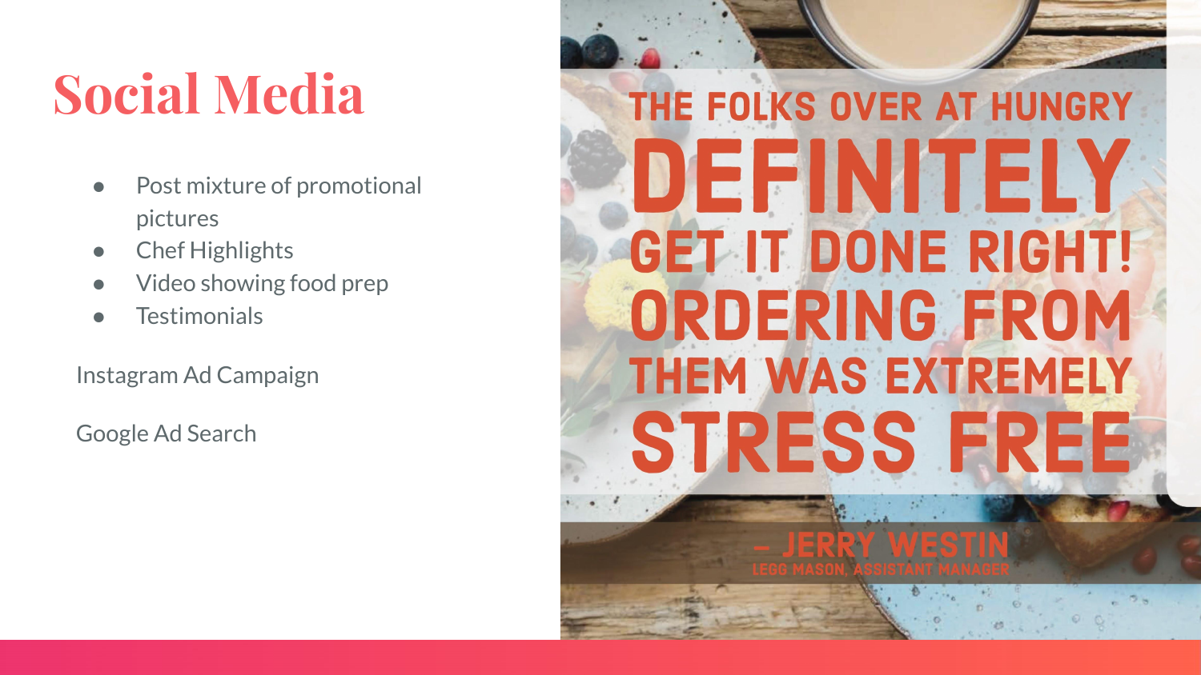# Social Media

- Post mixture of promotional pictures
- Chef Highlights
- Video showing food prep
- Testimonials

Instagram Ad Campaign

Google Ad Search

THE FOLKS OVER AT HUNGRY DEFINITELY GET IT DONE RIGHT! ORDERING FROM THEM WAS EXTREMELY STRESS FREE

– JERRY WESTIN
LEGG MASON, ASSISTANT MANAGER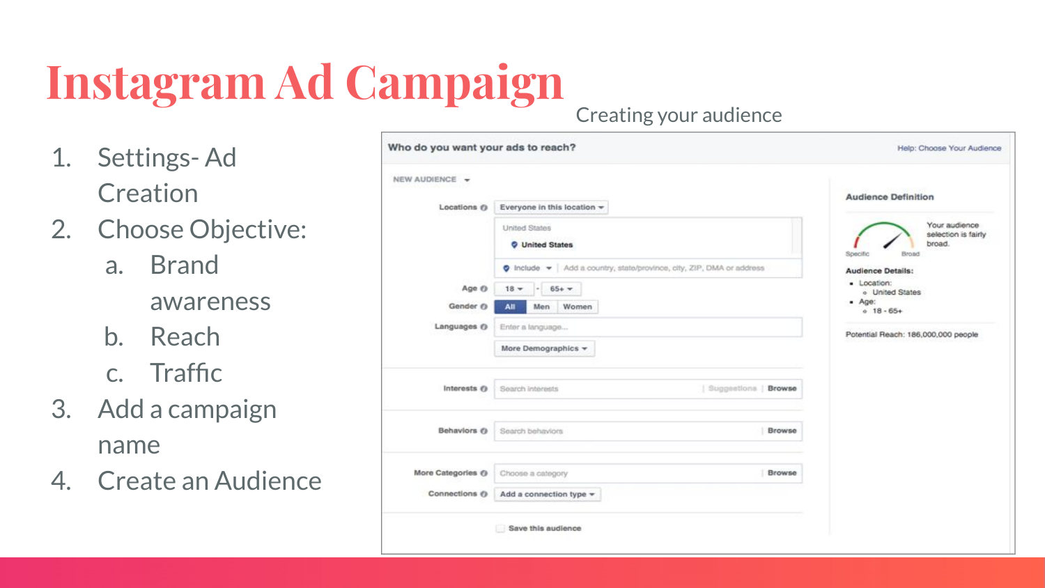# Instagram Ad Campaign

1. Settings- Ad Creation
2. Choose Objective:
    a. Brand awareness
    b. Reach
    c. Traffic
3. Add a campaign name
4. Create an Audience

Creating your audience

Who do you want your ads to reach?

Help: Choose Your Audience

NEW AUDIENCE

Locations: Everyone in this location

United States

United States

Include — Add a country, state/province, city, ZIP, DMA or address

Age: 18 - 65+

Gender: All | Men | Women

Languages: Enter a language...

More Demographics

Interests: Search interests | Suggestions | Browse

Behaviors: Search behaviors | Browse

More Categories: Choose a category | Browse

Connections: Add a connection type

Save this audience

**Audience Definition**

Specific — Broad

Your audience selection is fairly broad.

**Audience Details:**

- Location:
    - United States
- Age:
    - 18 - 65+

Potential Reach: 186,000,000 people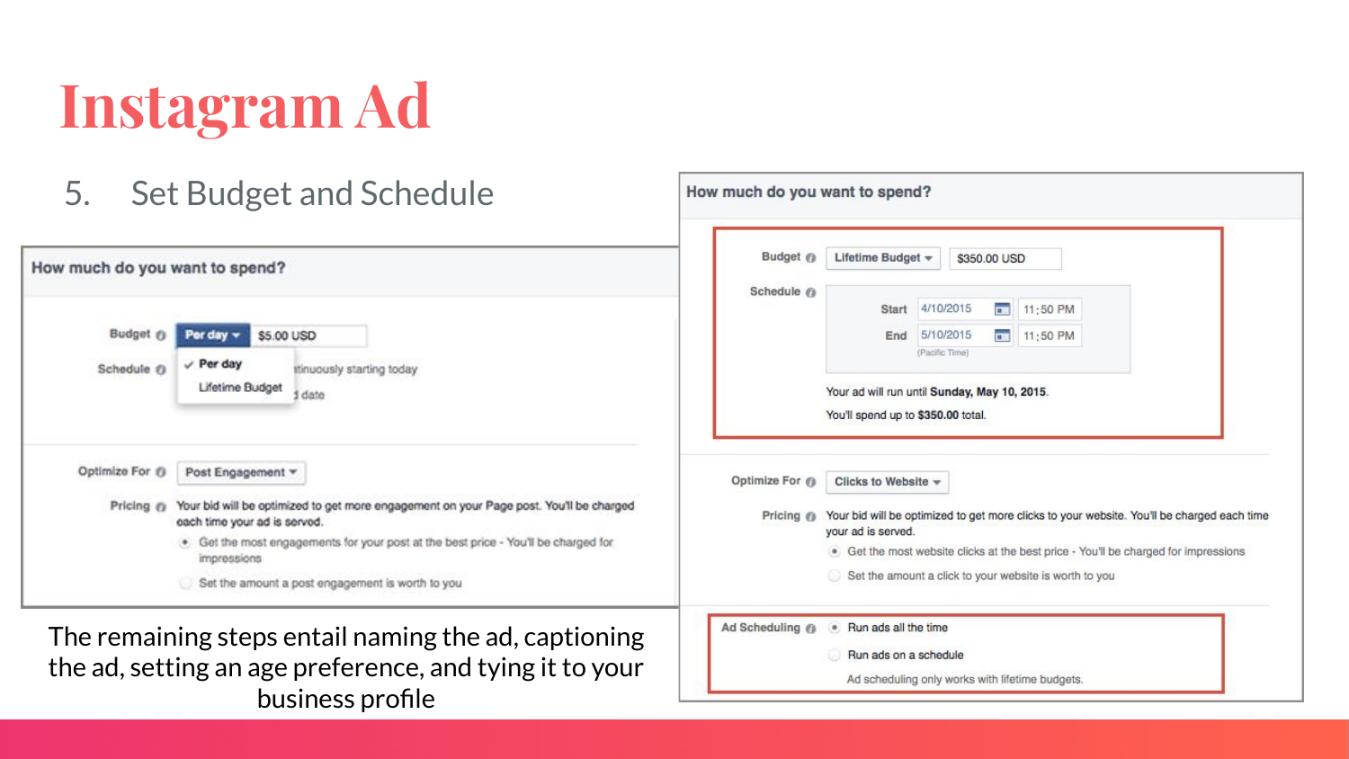# Instagram Ad

5. Set Budget and Schedule

How much do you want to spend?

Budget: Per day — $5.00 USD

- ✓ Per day
- Lifetime Budget

Schedule: ...ntinuously starting today / ...d date

Optimize For: Post Engagement

Pricing: Your bid will be optimized to get more engagement on your Page post. You'll be charged each time your ad is served.

- Get the most engagements for your post at the best price - You'll be charged for impressions
- Set the amount a post engagement is worth to you

How much do you want to spend?

Budget: Lifetime Budget — $350.00 USD

Schedule:

- Start 4/10/2015 11:50 PM
- End 5/10/2015 11:50 PM
- (Pacific Time)

Your ad will run until **Sunday, May 10, 2015**.

You'll spend up to **$350.00** total.

Optimize For: Clicks to Website

Pricing: Your bid will be optimized to get more clicks to your website. You'll be charged each time your ad is served.

- Get the most website clicks at the best price - You'll be charged for impressions
- Set the amount a click to your website is worth to you

Ad Scheduling:

- Run ads all the time
- Run ads on a schedule

Ad scheduling only works with lifetime budgets.

The remaining steps entail naming the ad, captioning the ad, setting an age preference, and tying it to your business profile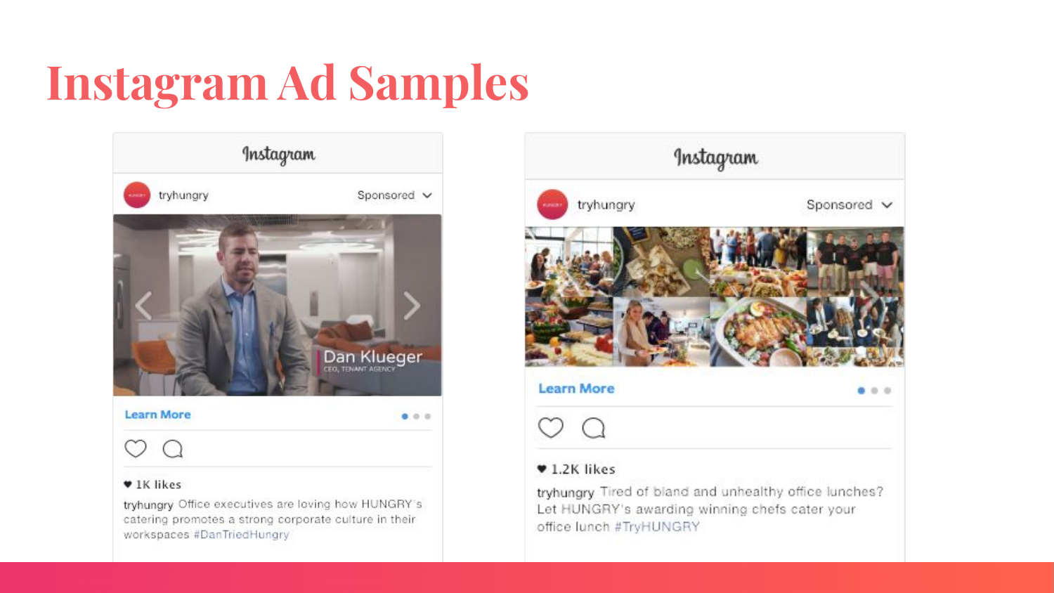# Instagram Ad Samples

Instagram

tryhungry Sponsored

Dan Klueger
CEO, TENANT AGENCY

Learn More

♥ 1K likes

tryhungry Office executives are loving how HUNGRY's catering promotes a strong corporate culture in their workspaces #DanTriedHungry

Instagram

tryhungry Sponsored

Learn More

♥ 1.2K likes

tryhungry Tired of bland and unhealthy office lunches? Let HUNGRY's awarding winning chefs cater your office lunch #TryHUNGRY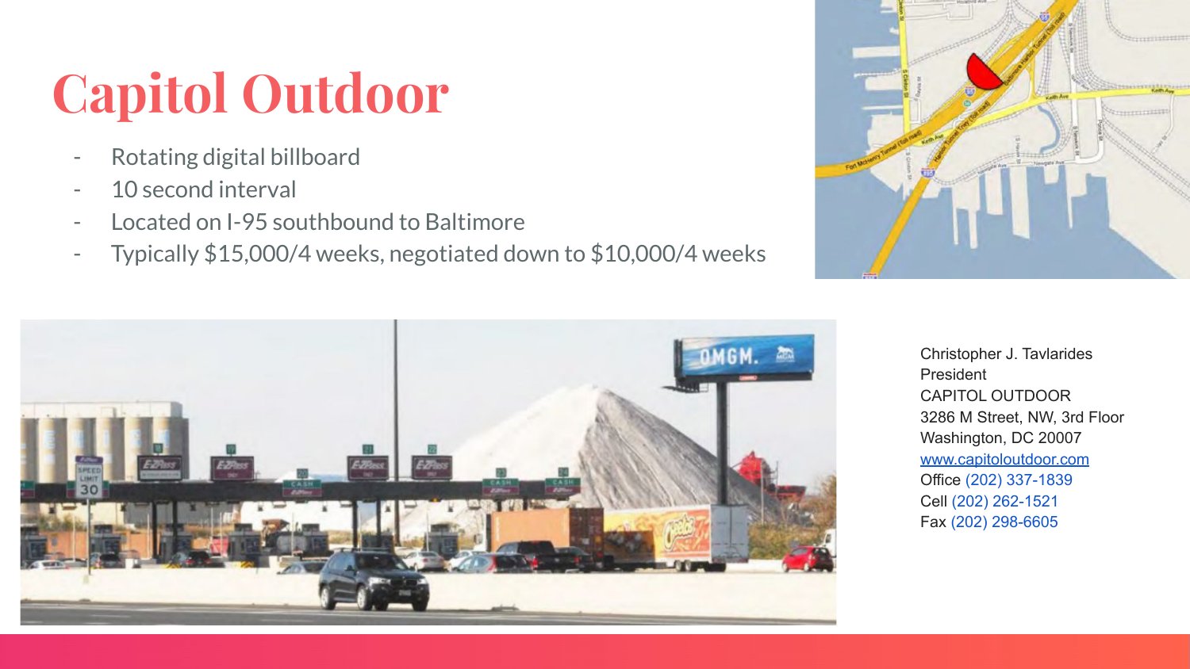# Capitol Outdoor

- Rotating digital billboard
- 10 second interval
- Located on I-95 southbound to Baltimore
- Typically $15,000/4 weeks, negotiated down to $10,000/4 weeks

Christopher J. Tavlarides
President
CAPITOL OUTDOOR
3286 M Street, NW, 3rd Floor
Washington, DC 20007
www.capitoloutdoor.com
Office (202) 337-1839
Cell (202) 262-1521
Fax (202) 298-6605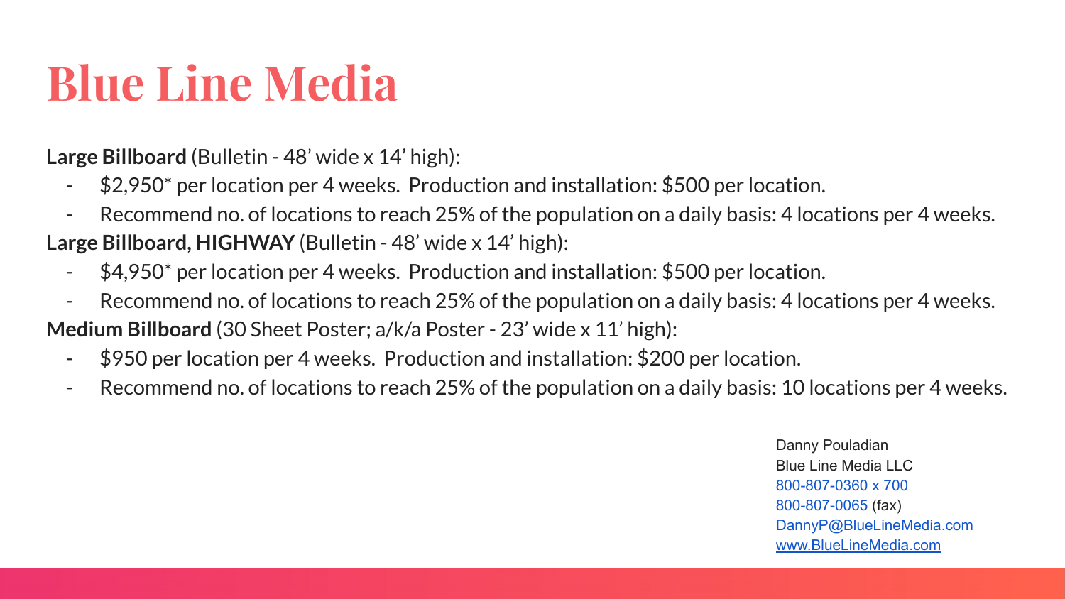# Blue Line Media

**Large Billboard** (Bulletin - 48' wide x 14' high):

- $2,950* per location per 4 weeks. Production and installation: $500 per location.
- Recommend no. of locations to reach 25% of the population on a daily basis: 4 locations per 4 weeks.

**Large Billboard, HIGHWAY** (Bulletin - 48' wide x 14' high):

- $4,950* per location per 4 weeks. Production and installation: $500 per location.
- Recommend no. of locations to reach 25% of the population on a daily basis: 4 locations per 4 weeks.

**Medium Billboard** (30 Sheet Poster; a/k/a Poster - 23' wide x 11' high):

- $950 per location per 4 weeks. Production and installation: $200 per location.
- Recommend no. of locations to reach 25% of the population on a daily basis: 10 locations per 4 weeks.

Danny Pouladian
Blue Line Media LLC
800-807-0360 x 700
800-807-0065 (fax)
DannyP@BlueLineMedia.com
www.BlueLineMedia.com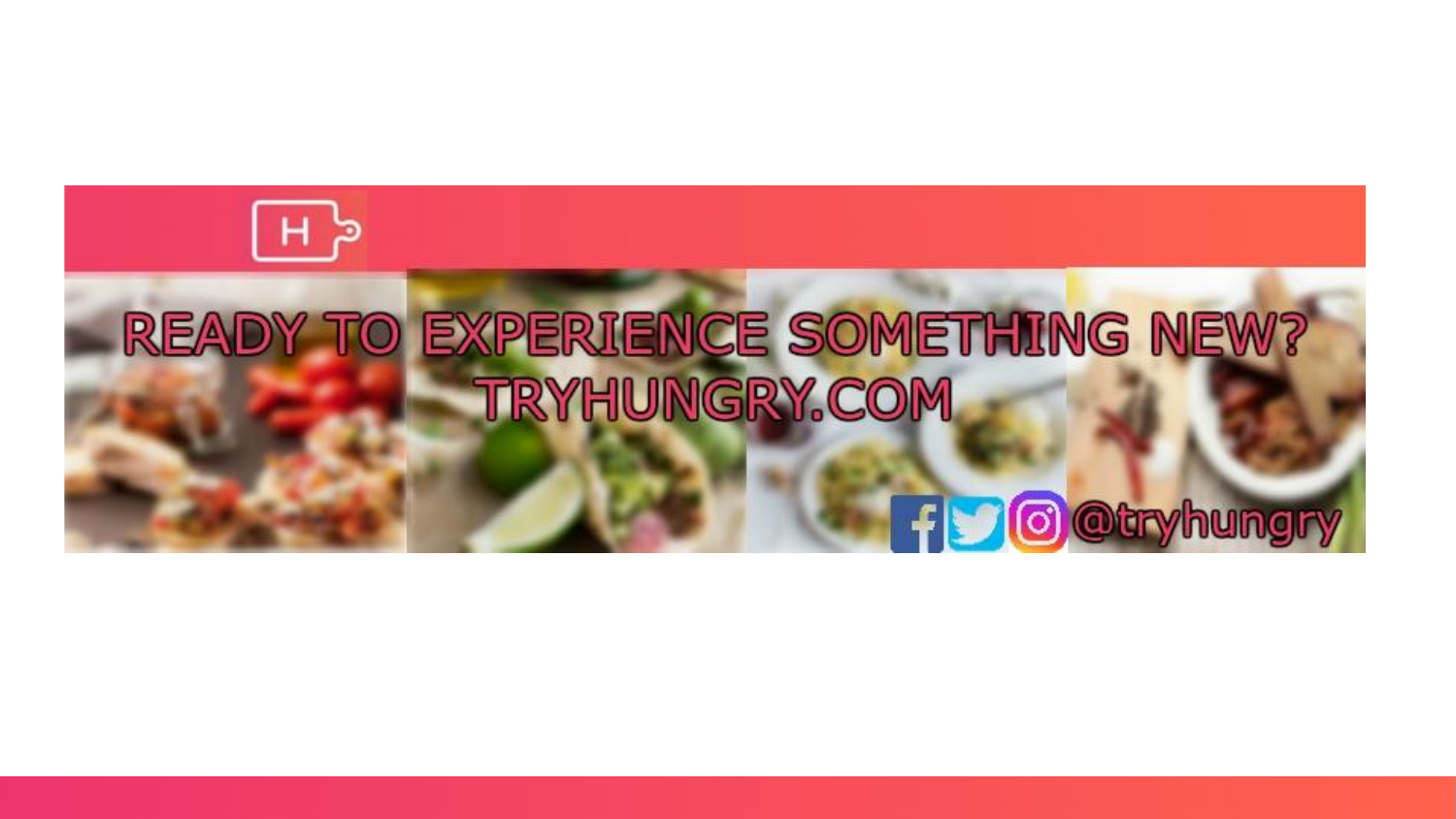READY TO EXPERIENCE SOMETHING NEW?

TRYHUNGRY.COM

@tryhungry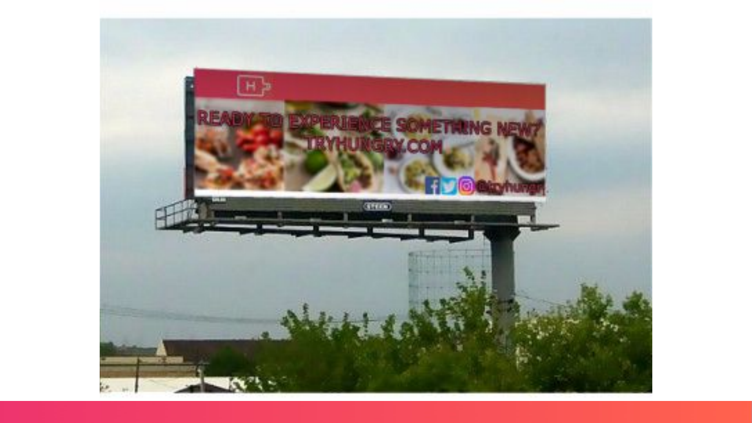READY TO EXPERIENCE SOMETHING NEW?

TRYHUNGRY.COM

@tryhungry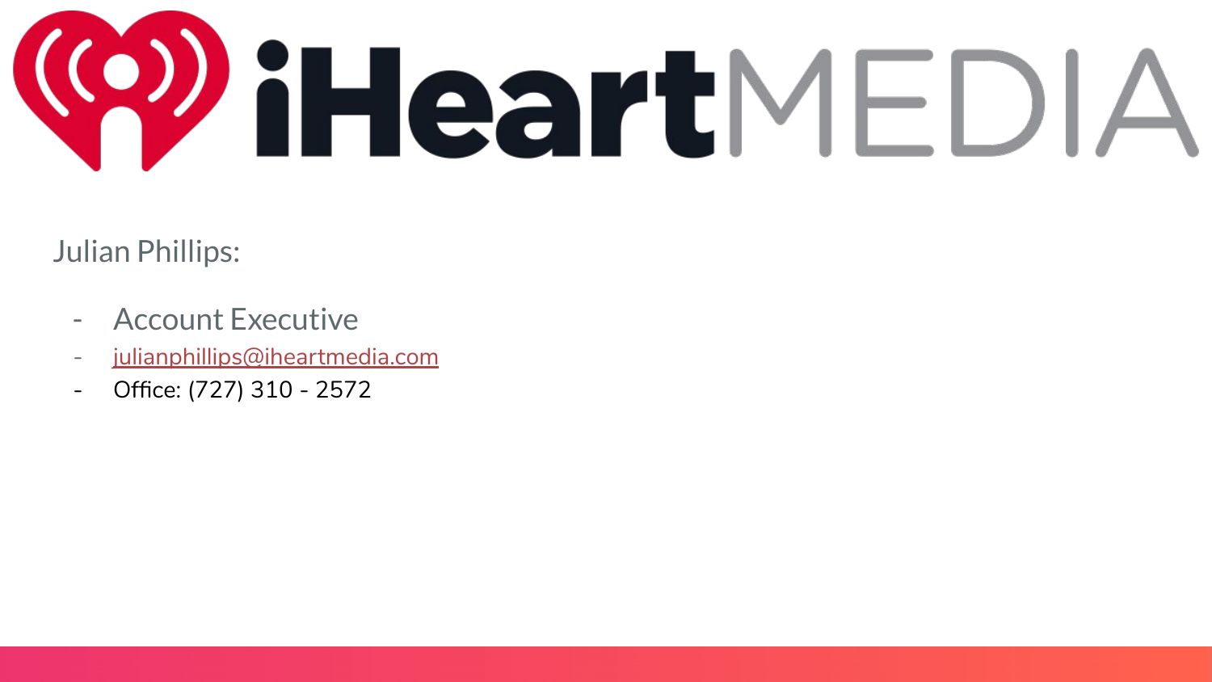iHeartMEDIA

Julian Phillips:

- Account Executive
- julianphillips@iheartmedia.com
- Office: (727) 310 - 2572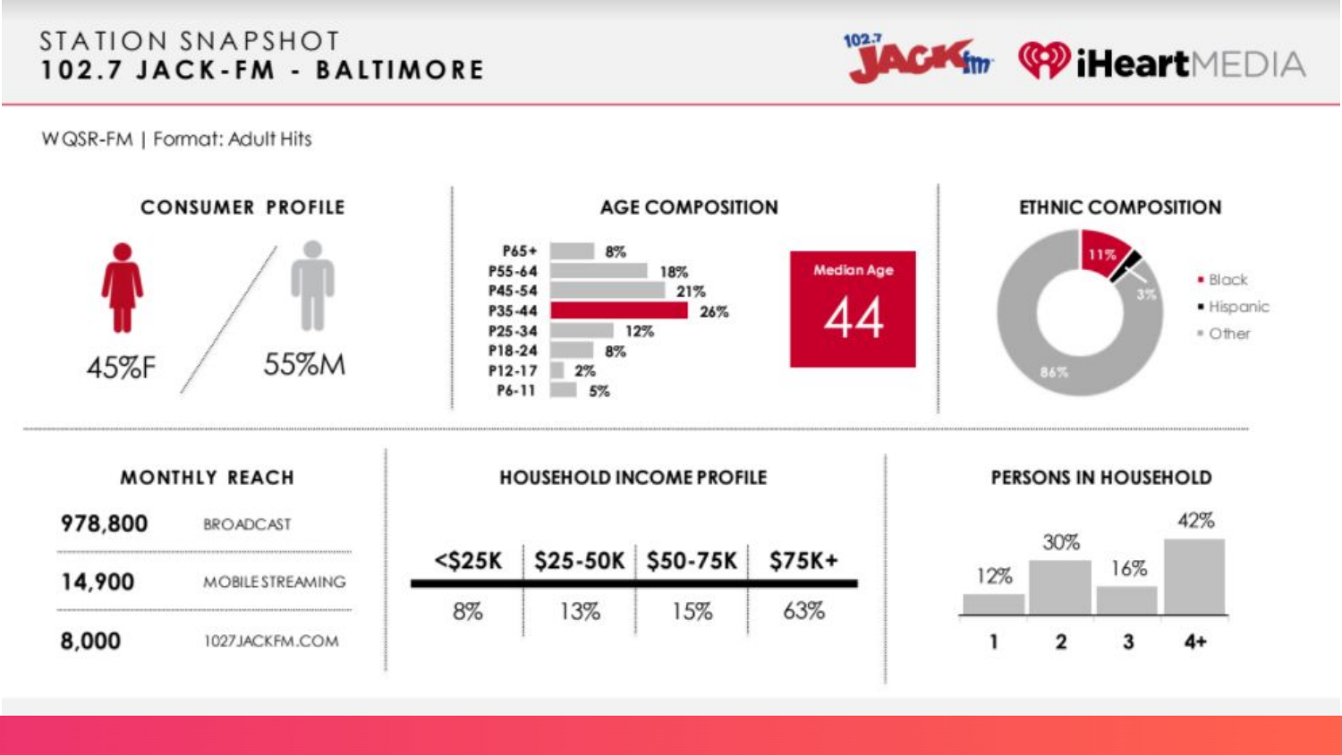# STATION SNAPSHOT
## 102.7 JACK-FM - BALTIMORE

WQSR-FM | Format: Adult Hits

### CONSUMER PROFILE

45%F / 55%M

### AGE COMPOSITION

| Age | % |
|---|---|
| P65+ | 8% |
| P55-64 | 18% |
| P45-54 | 21% |
| P35-44 | 26% |
| P25-34 | 12% |
| P18-24 | 8% |
| P12-17 | 2% |
| P6-11 | 5% |

Median Age 44

### ETHNIC COMPOSITION

| Ethnicity | % |
|---|---|
| Black | 11% |
| Hispanic | 3% |
| Other | 86% |

### MONTHLY REACH

| Reach | Channel |
|---|---|
| 978,800 | BROADCAST |
| 14,900 | MOBILE STREAMING |
| 8,000 | 1027JACKFM.COM |

### HOUSEHOLD INCOME PROFILE

| <$25K | $25-50K | $50-75K | $75K+ |
|---|---|---|---|
| 8% | 13% | 15% | 63% |

### PERSONS IN HOUSEHOLD

| 1 | 2 | 3 | 4+ |
|---|---|---|---|
| 12% | 30% | 16% | 42% |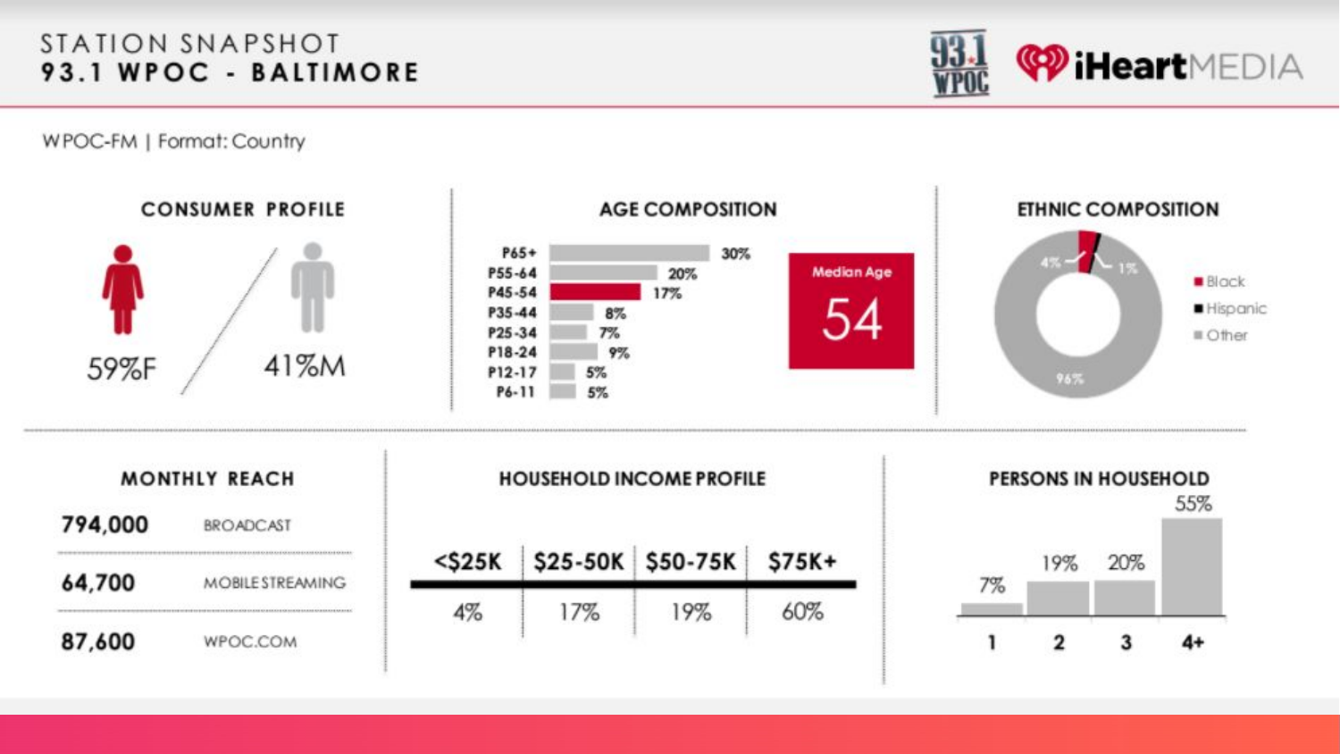# STATION SNAPSHOT
## 93.1 WPOC - BALTIMORE

93.1 WPOC | iHeartMEDIA

WPOC-FM | Format: Country

### CONSUMER PROFILE

59%F / 41%M

### AGE COMPOSITION

| Age | % |
| --- | --- |
| P65+ | 30% |
| P55-64 | 20% |
| P45-54 | 17% |
| P35-44 | 8% |
| P25-34 | 7% |
| P18-24 | 9% |
| P12-17 | 5% |
| P6-11 | 5% |

Median Age 54

### ETHNIC COMPOSITION

| Ethnicity | % |
| --- | --- |
| Black | 4% |
| Hispanic | 1% |
| Other | 96% |

### MONTHLY REACH

| Reach | Platform |
| --- | --- |
| 794,000 | BROADCAST |
| 64,700 | MOBILE STREAMING |
| 87,600 | WPOC.COM |

### HOUSEHOLD INCOME PROFILE

| <$25K | $25-50K | $50-75K | $75K+ |
| --- | --- | --- | --- |
| 4% | 17% | 19% | 60% |

### PERSONS IN HOUSEHOLD

| 1 | 2 | 3 | 4+ |
| --- | --- | --- | --- |
| 7% | 19% | 20% | 55% |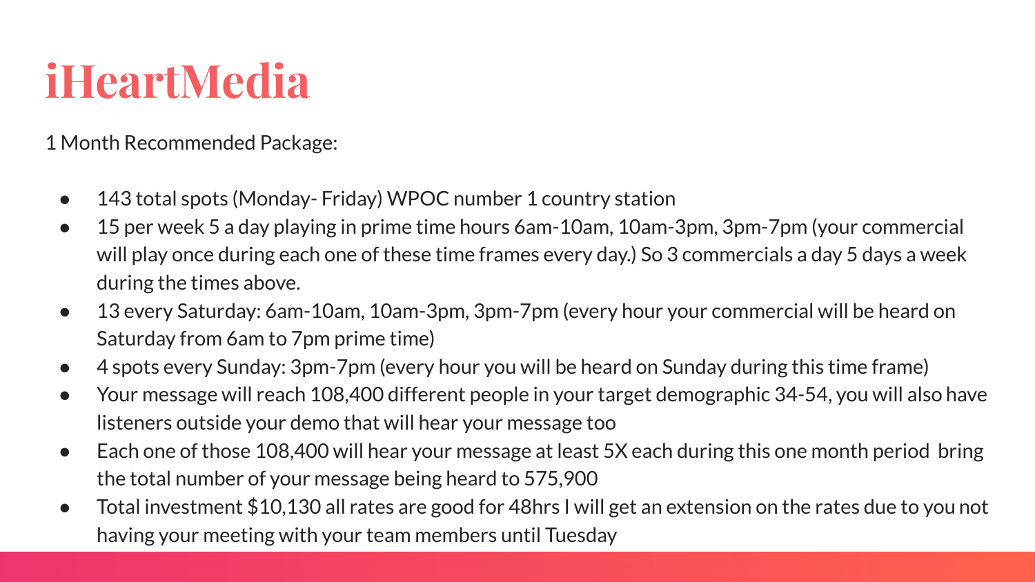# iHeartMedia

1 Month Recommended Package:

- 143 total spots (Monday- Friday) WPOC number 1 country station
- 15 per week 5 a day playing in prime time hours 6am-10am, 10am-3pm, 3pm-7pm (your commercial will play once during each one of these time frames every day.) So 3 commercials a day 5 days a week during the times above.
- 13 every Saturday: 6am-10am, 10am-3pm, 3pm-7pm (every hour your commercial will be heard on Saturday from 6am to 7pm prime time)
- 4 spots every Sunday: 3pm-7pm (every hour you will be heard on Sunday during this time frame)
- Your message will reach 108,400 different people in your target demographic 34-54, you will also have listeners outside your demo that will hear your message too
- Each one of those 108,400 will hear your message at least 5X each during this one month period bring the total number of your message being heard to 575,900
- Total investment $10,130 all rates are good for 48hrs I will get an extension on the rates due to you not having your meeting with your team members until Tuesday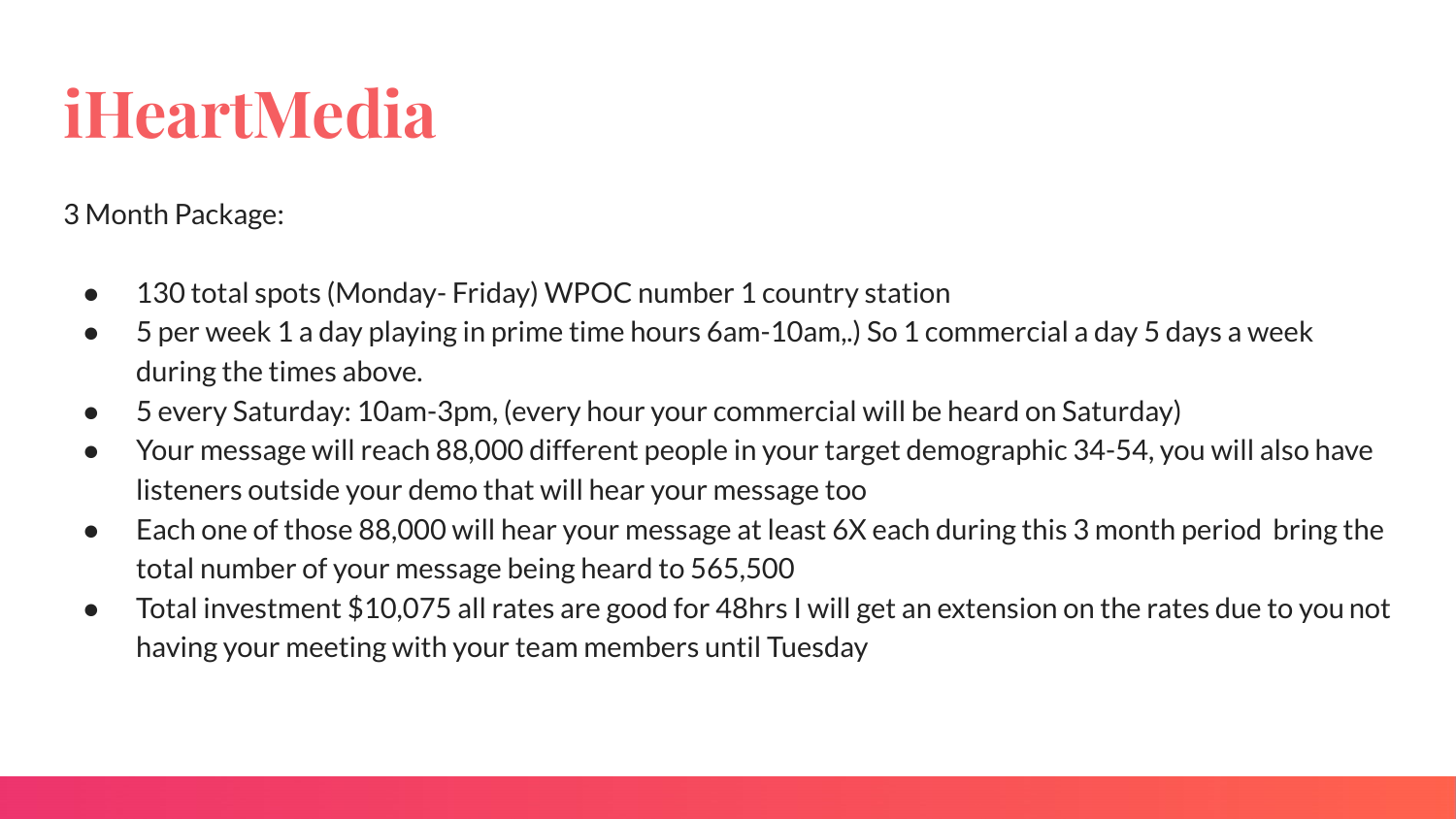# iHeartMedia

3 Month Package:

- 130 total spots (Monday- Friday) WPOC number 1 country station
- 5 per week 1 a day playing in prime time hours 6am-10am,.) So 1 commercial a day 5 days a week during the times above.
- 5 every Saturday: 10am-3pm, (every hour your commercial will be heard on Saturday)
- Your message will reach 88,000 different people in your target demographic 34-54, you will also have listeners outside your demo that will hear your message too
- Each one of those 88,000 will hear your message at least 6X each during this 3 month period  bring the total number of your message being heard to 565,500
- Total investment $10,075 all rates are good for 48hrs I will get an extension on the rates due to you not having your meeting with your team members until Tuesday